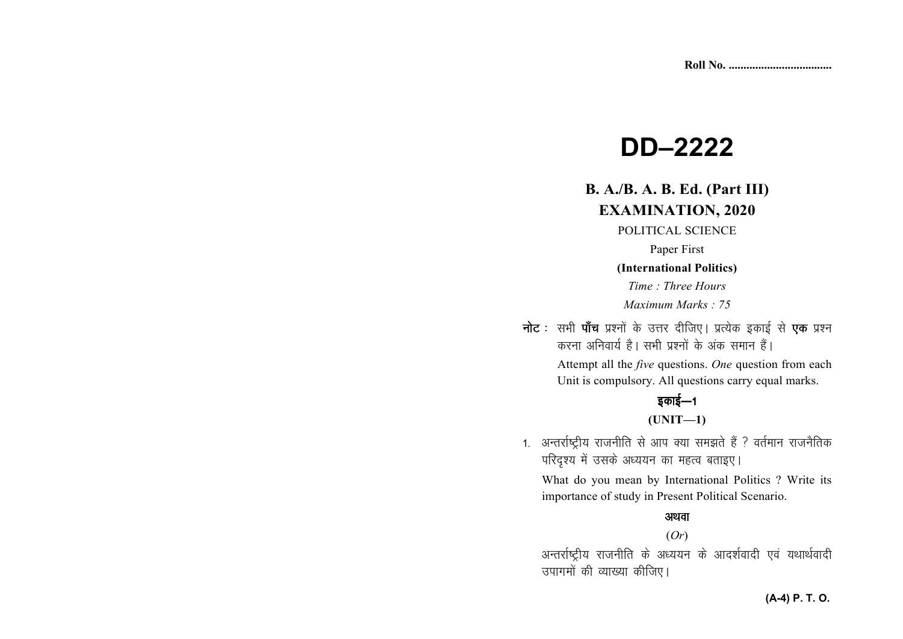Roll No. ..................................

# DD–2222

## B. A./B. A. B. Ed. (Part III) EXAMINATION, 2020

POLITICAL SCIENCE

Paper First

**(International Politics)**

*Time : Three Hours*

*Maximum Marks : 75*

**नोट :** सभी **पाँच** प्रश्नों के उत्तर दीजिए। प्रत्येक इकाई से **एक** प्रश्न करना अनिवार्य है। सभी प्रश्नों के अंक समान हैं।

Attempt all the *five* questions. *One* question from each Unit is compulsory. All questions carry equal marks.

### इकाई—1

### (UNIT—1)

1. अन्तर्राष्ट्रीय राजनीति से आप क्या समझते हैं ? वर्तमान राजनैतिक परिदृश्य में उसके अध्ययन का महत्व बताइए।

   What do you mean by International Politics ? Write its importance of study in Present Political Scenario.

   **अथवा**

   (*Or*)

   अन्तर्राष्ट्रीय राजनीति के अध्ययन के आदर्शवादी एवं यथार्थवादी उपागमों की व्याख्या कीजिए।

**(A-4) P. T. O.**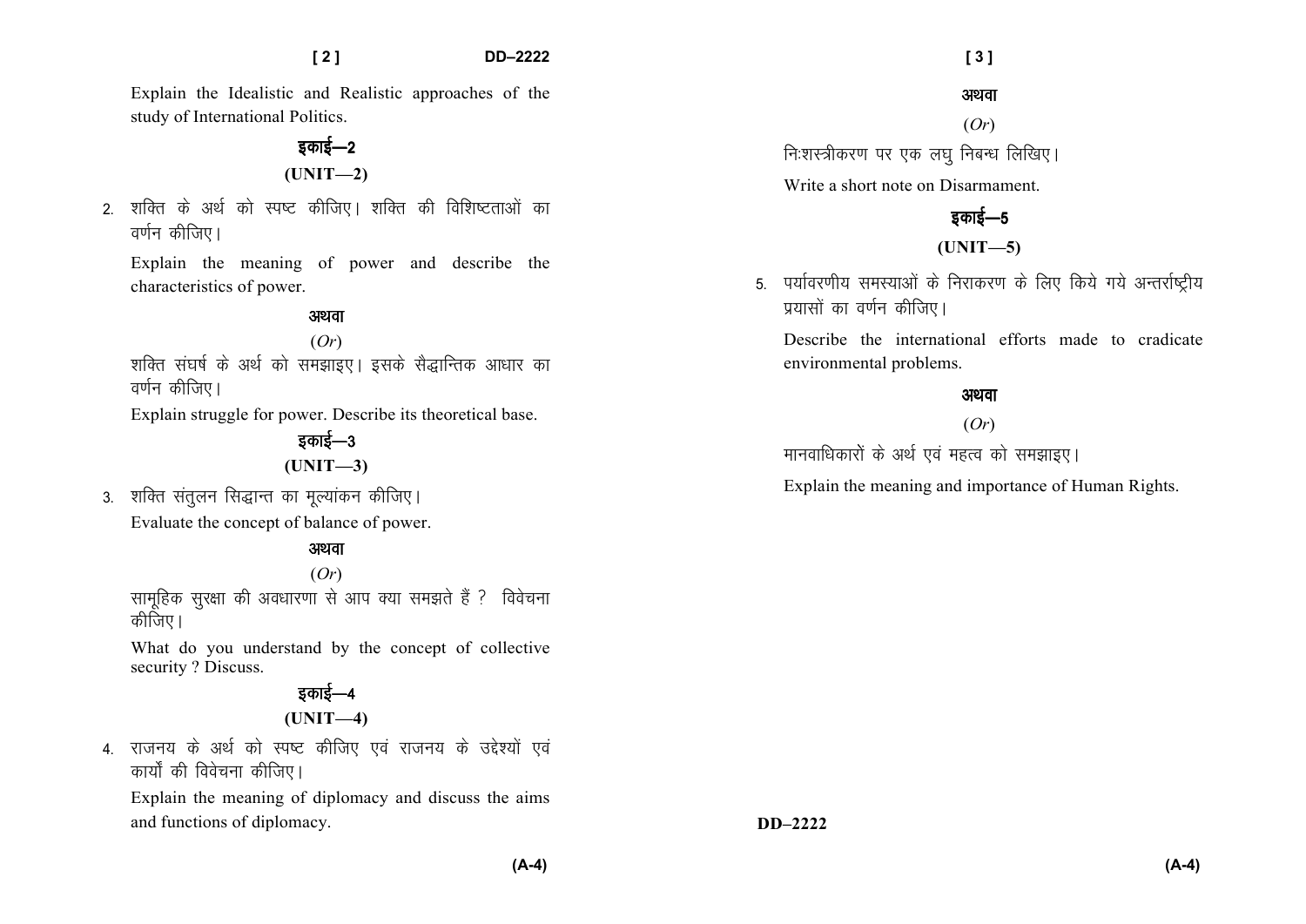Explain the Idealistic and Realistic approaches of the study of International Politics.

## इकाई—2
## (UNIT—2)

2. शक्ति के अर्थ को स्पष्ट कीजिए। शक्ति की विशिष्टताओं का वर्णन कीजिए।

   Explain the meaning of power and describe the characteristics of power.

   अथवा

   (*Or*)

   शक्ति संघर्ष के अर्थ को समझाइए। इसके सैद्धान्तिक आधार का वर्णन कीजिए।

   Explain struggle for power. Describe its theoretical base.

## इकाई—3
## (UNIT—3)

3. शक्ति संतुलन सिद्धान्त का मूल्यांकन कीजिए।

   Evaluate the concept of balance of power.

   अथवा

   (*Or*)

   सामूहिक सुरक्षा की अवधारणा से आप क्या समझते हैं ? विवेचना कीजिए।

   What do you understand by the concept of collective security ? Discuss.

## इकाई—4
## (UNIT—4)

4. राजनय के अर्थ को स्पष्ट कीजिए एवं राजनय के उद्देश्यों एवं कार्यों की विवेचना कीजिए।

   Explain the meaning of diplomacy and discuss the aims and functions of diplomacy.

   अथवा

   (*Or*)

   निःशस्त्रीकरण पर एक लघु निबन्ध लिखिए।

   Write a short note on Disarmament.

## इकाई—5
## (UNIT—5)

5. पर्यावरणीय समस्याओं के निराकरण के लिए किये गये अन्तर्राष्ट्रीय प्रयासों का वर्णन कीजिए।

   Describe the international efforts made to cradicate environmental problems.

   अथवा

   (*Or*)

   मानवाधिकारों के अर्थ एवं महत्व को समझाइए।

   Explain the meaning and importance of Human Rights.